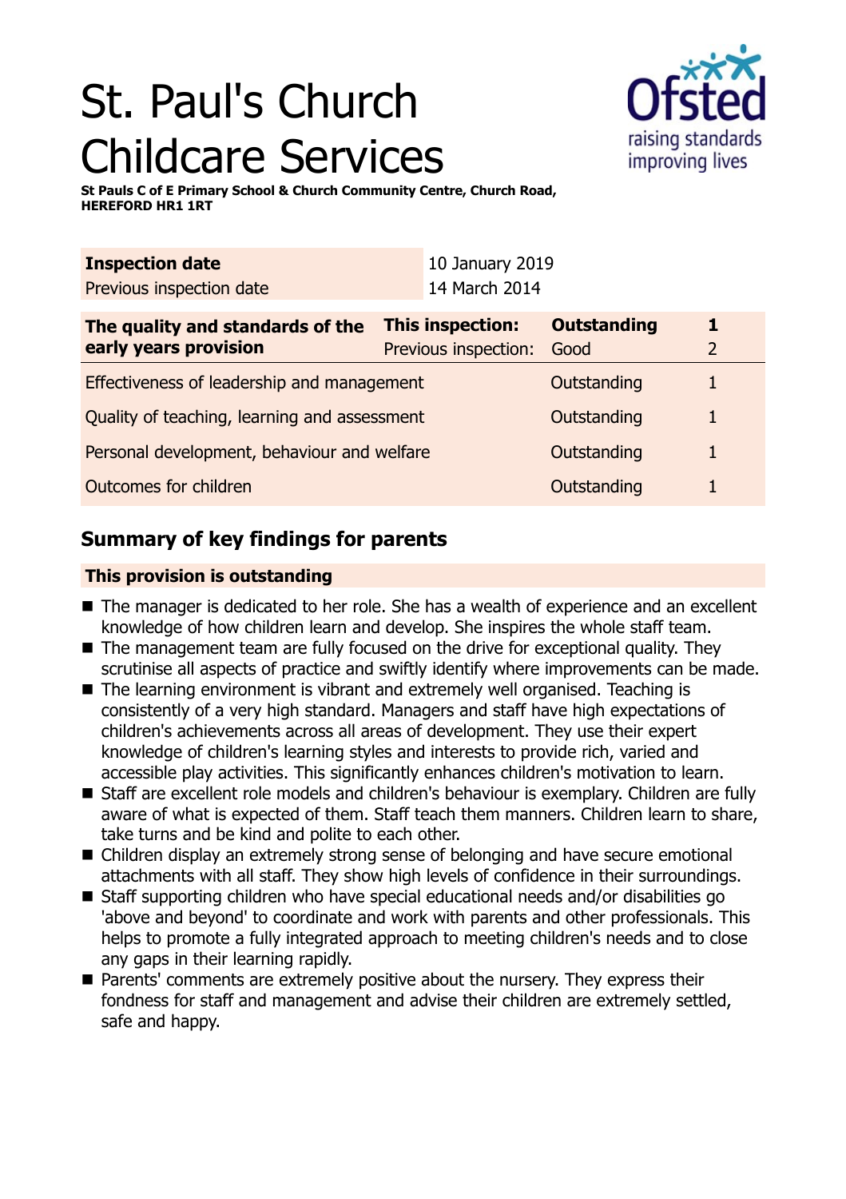# St. Paul's Church Childcare Services

**St Pauls C of E Primary School & Church Community Centre, Church Road, HEREFORD HR1 1RT**

| **Inspection date** | 10 January 2019 |
|---|---|
| Previous inspection date | 14 March 2014 |

| **The quality and standards of the early years provision** | **This inspection:** | **Outstanding** | **1** |
|---|---|---|---|
| | Previous inspection: | Good | 2 |
| Effectiveness of leadership and management | | Outstanding | 1 |
| Quality of teaching, learning and assessment | | Outstanding | 1 |
| Personal development, behaviour and welfare | | Outstanding | 1 |
| Outcomes for children | | Outstanding | 1 |

## Summary of key findings for parents

**This provision is outstanding**

- The manager is dedicated to her role. She has a wealth of experience and an excellent knowledge of how children learn and develop. She inspires the whole staff team.
- The management team are fully focused on the drive for exceptional quality. They scrutinise all aspects of practice and swiftly identify where improvements can be made.
- The learning environment is vibrant and extremely well organised. Teaching is consistently of a very high standard. Managers and staff have high expectations of children's achievements across all areas of development. They use their expert knowledge of children's learning styles and interests to provide rich, varied and accessible play activities. This significantly enhances children's motivation to learn.
- Staff are excellent role models and children's behaviour is exemplary. Children are fully aware of what is expected of them. Staff teach them manners. Children learn to share, take turns and be kind and polite to each other.
- Children display an extremely strong sense of belonging and have secure emotional attachments with all staff. They show high levels of confidence in their surroundings.
- Staff supporting children who have special educational needs and/or disabilities go 'above and beyond' to coordinate and work with parents and other professionals. This helps to promote a fully integrated approach to meeting children's needs and to close any gaps in their learning rapidly.
- Parents' comments are extremely positive about the nursery. They express their fondness for staff and management and advise their children are extremely settled, safe and happy.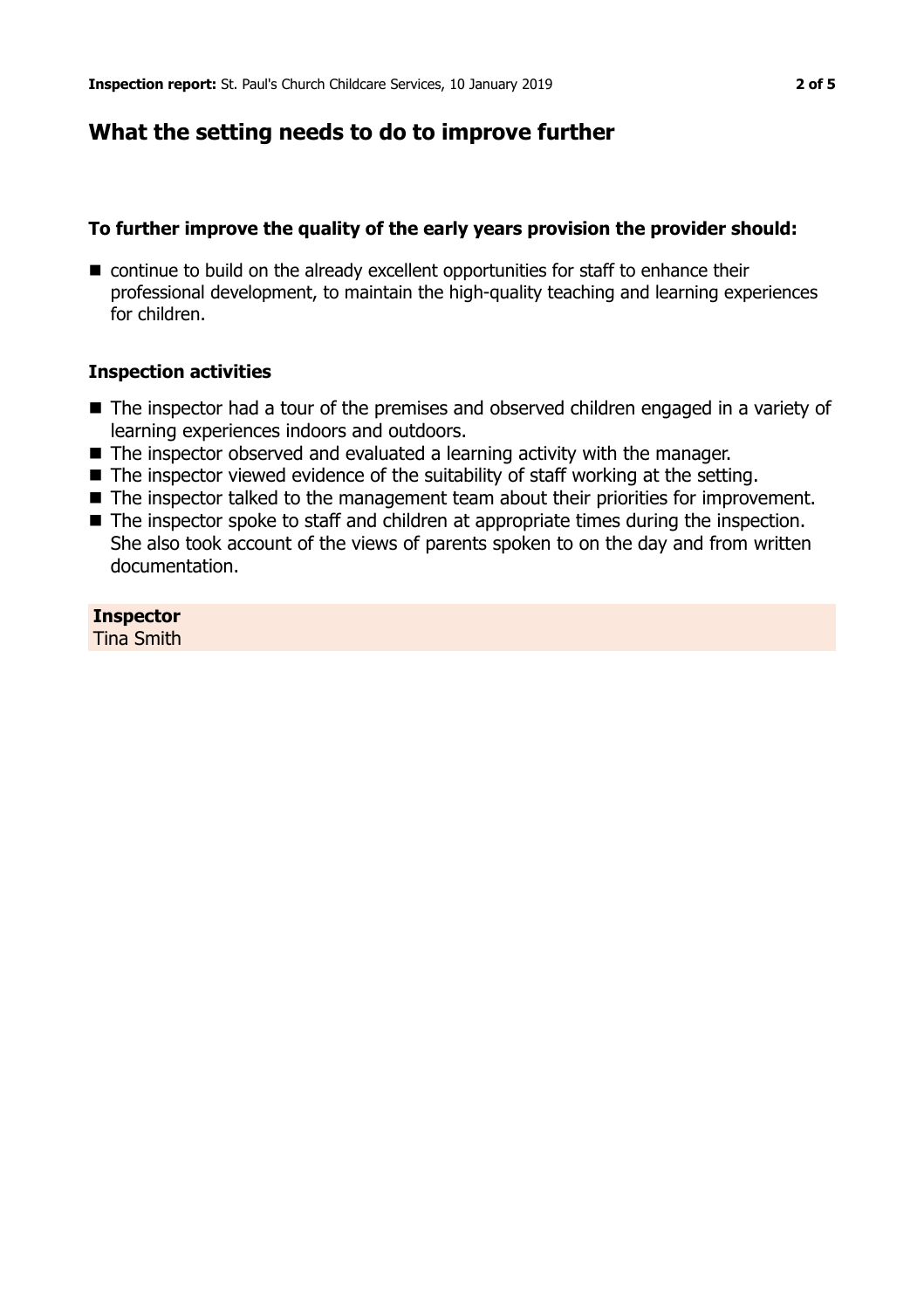## What the setting needs to do to improve further

### To further improve the quality of the early years provision the provider should:

- continue to build on the already excellent opportunities for staff to enhance their professional development, to maintain the high-quality teaching and learning experiences for children.

### Inspection activities

- The inspector had a tour of the premises and observed children engaged in a variety of learning experiences indoors and outdoors.
- The inspector observed and evaluated a learning activity with the manager.
- The inspector viewed evidence of the suitability of staff working at the setting.
- The inspector talked to the management team about their priorities for improvement.
- The inspector spoke to staff and children at appropriate times during the inspection. She also took account of the views of parents spoken to on the day and from written documentation.

**Inspector**
Tina Smith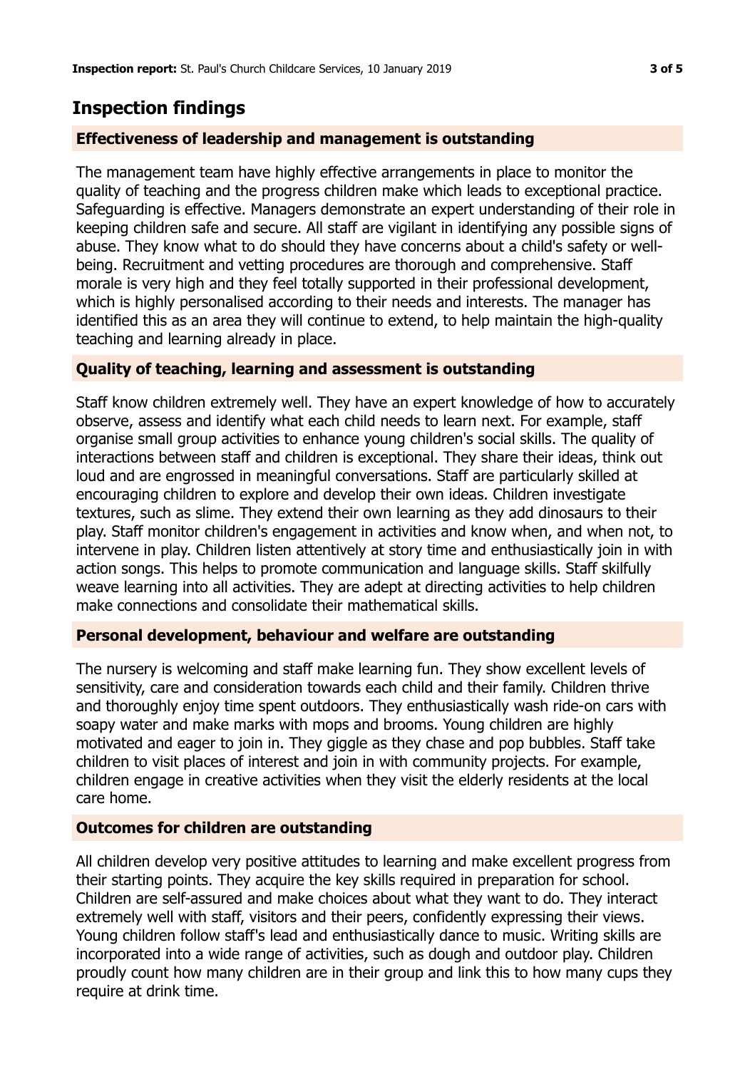## Inspection findings

### Effectiveness of leadership and management is outstanding

The management team have highly effective arrangements in place to monitor the quality of teaching and the progress children make which leads to exceptional practice. Safeguarding is effective. Managers demonstrate an expert understanding of their role in keeping children safe and secure. All staff are vigilant in identifying any possible signs of abuse. They know what to do should they have concerns about a child's safety or well-being. Recruitment and vetting procedures are thorough and comprehensive. Staff morale is very high and they feel totally supported in their professional development, which is highly personalised according to their needs and interests. The manager has identified this as an area they will continue to extend, to help maintain the high-quality teaching and learning already in place.

### Quality of teaching, learning and assessment is outstanding

Staff know children extremely well. They have an expert knowledge of how to accurately observe, assess and identify what each child needs to learn next. For example, staff organise small group activities to enhance young children's social skills. The quality of interactions between staff and children is exceptional. They share their ideas, think out loud and are engrossed in meaningful conversations. Staff are particularly skilled at encouraging children to explore and develop their own ideas. Children investigate textures, such as slime. They extend their own learning as they add dinosaurs to their play. Staff monitor children's engagement in activities and know when, and when not, to intervene in play. Children listen attentively at story time and enthusiastically join in with action songs. This helps to promote communication and language skills. Staff skilfully weave learning into all activities. They are adept at directing activities to help children make connections and consolidate their mathematical skills.

### Personal development, behaviour and welfare are outstanding

The nursery is welcoming and staff make learning fun. They show excellent levels of sensitivity, care and consideration towards each child and their family. Children thrive and thoroughly enjoy time spent outdoors. They enthusiastically wash ride-on cars with soapy water and make marks with mops and brooms. Young children are highly motivated and eager to join in. They giggle as they chase and pop bubbles. Staff take children to visit places of interest and join in with community projects. For example, children engage in creative activities when they visit the elderly residents at the local care home.

### Outcomes for children are outstanding

All children develop very positive attitudes to learning and make excellent progress from their starting points. They acquire the key skills required in preparation for school. Children are self-assured and make choices about what they want to do. They interact extremely well with staff, visitors and their peers, confidently expressing their views. Young children follow staff's lead and enthusiastically dance to music. Writing skills are incorporated into a wide range of activities, such as dough and outdoor play. Children proudly count how many children are in their group and link this to how many cups they require at drink time.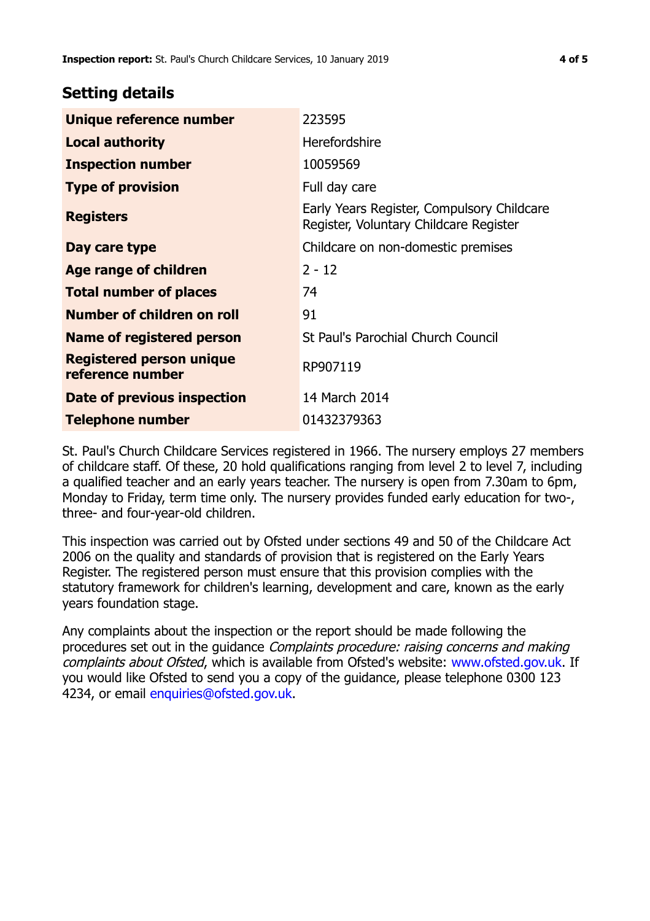## Setting details

| | |
|---|---|
| **Unique reference number** | 223595 |
| **Local authority** | Herefordshire |
| **Inspection number** | 10059569 |
| **Type of provision** | Full day care |
| **Registers** | Early Years Register, Compulsory Childcare Register, Voluntary Childcare Register |
| **Day care type** | Childcare on non-domestic premises |
| **Age range of children** | 2 - 12 |
| **Total number of places** | 74 |
| **Number of children on roll** | 91 |
| **Name of registered person** | St Paul's Parochial Church Council |
| **Registered person unique reference number** | RP907119 |
| **Date of previous inspection** | 14 March 2014 |
| **Telephone number** | 01432379363 |

St. Paul's Church Childcare Services registered in 1966. The nursery employs 27 members of childcare staff. Of these, 20 hold qualifications ranging from level 2 to level 7, including a qualified teacher and an early years teacher. The nursery is open from 7.30am to 6pm, Monday to Friday, term time only. The nursery provides funded early education for two-, three- and four-year-old children.

This inspection was carried out by Ofsted under sections 49 and 50 of the Childcare Act 2006 on the quality and standards of provision that is registered on the Early Years Register. The registered person must ensure that this provision complies with the statutory framework for children's learning, development and care, known as the early years foundation stage.

Any complaints about the inspection or the report should be made following the procedures set out in the guidance *Complaints procedure: raising concerns and making complaints about Ofsted*, which is available from Ofsted's website: www.ofsted.gov.uk. If you would like Ofsted to send you a copy of the guidance, please telephone 0300 123 4234, or email enquiries@ofsted.gov.uk.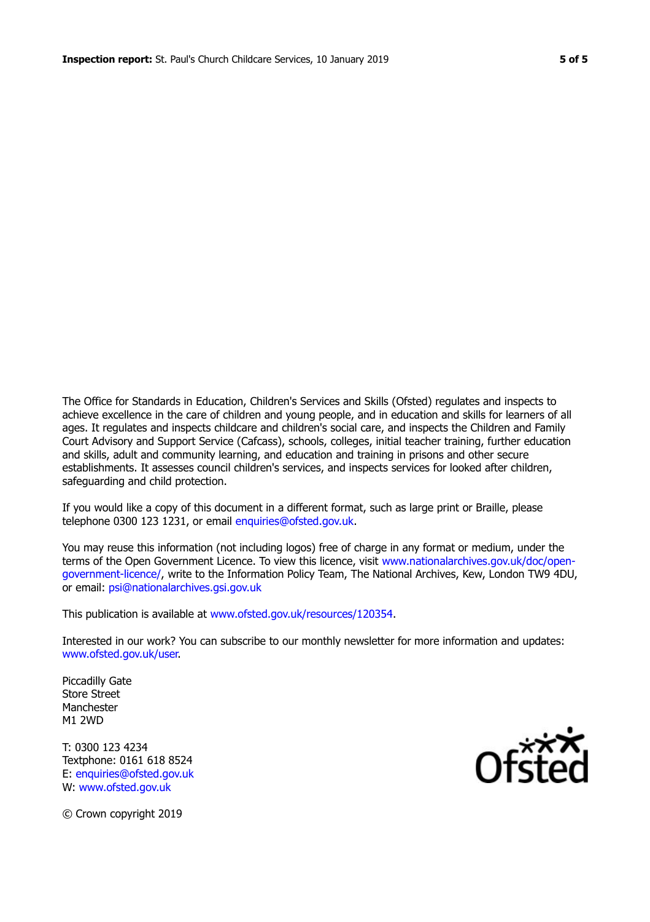The Office for Standards in Education, Children's Services and Skills (Ofsted) regulates and inspects to achieve excellence in the care of children and young people, and in education and skills for learners of all ages. It regulates and inspects childcare and children's social care, and inspects the Children and Family Court Advisory and Support Service (Cafcass), schools, colleges, initial teacher training, further education and skills, adult and community learning, and education and training in prisons and other secure establishments. It assesses council children's services, and inspects services for looked after children, safeguarding and child protection.

If you would like a copy of this document in a different format, such as large print or Braille, please telephone 0300 123 1231, or email enquiries@ofsted.gov.uk.

You may reuse this information (not including logos) free of charge in any format or medium, under the terms of the Open Government Licence. To view this licence, visit www.nationalarchives.gov.uk/doc/open-government-licence/, write to the Information Policy Team, The National Archives, Kew, London TW9 4DU, or email: psi@nationalarchives.gsi.gov.uk

This publication is available at www.ofsted.gov.uk/resources/120354.

Interested in our work? You can subscribe to our monthly newsletter for more information and updates: www.ofsted.gov.uk/user.

Piccadilly Gate
Store Street
Manchester
M1 2WD

T: 0300 123 4234
Textphone: 0161 618 8524
E: enquiries@ofsted.gov.uk
W: www.ofsted.gov.uk

© Crown copyright 2019